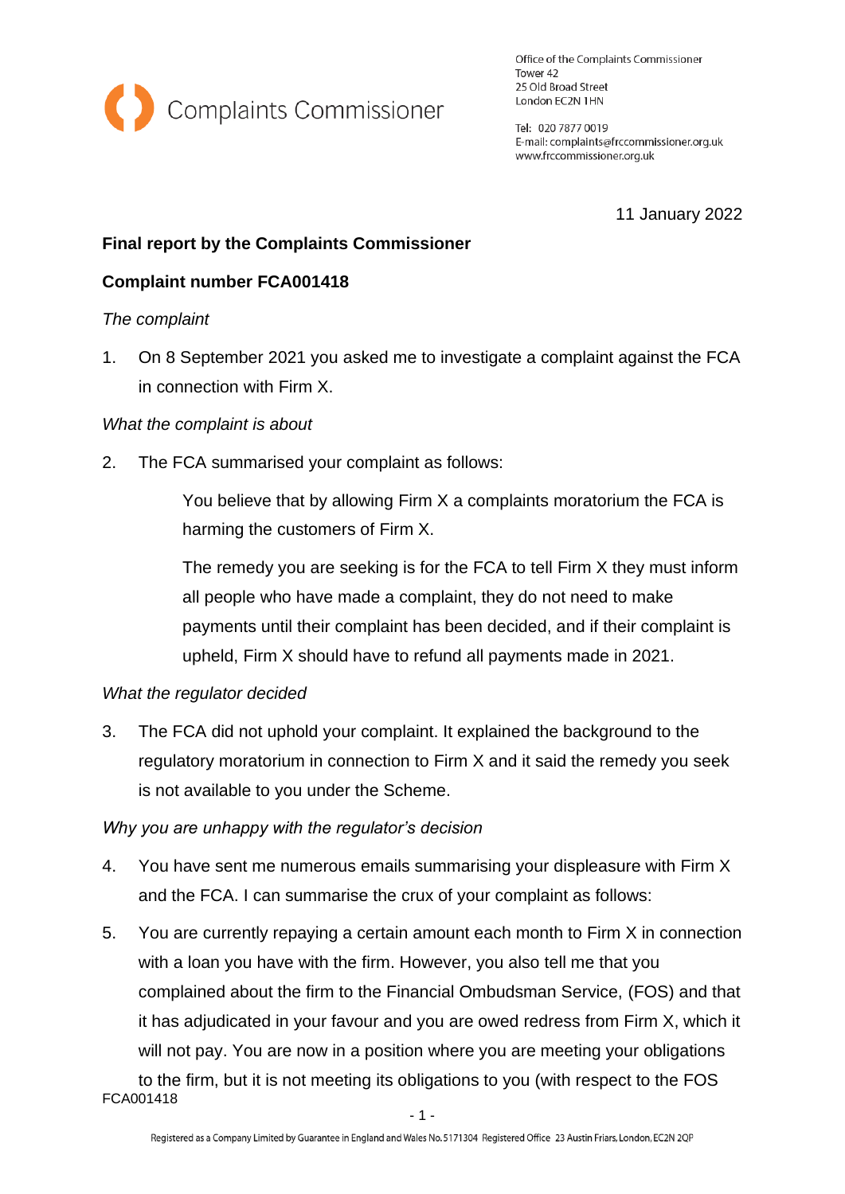Complaints Commissioner

Office of the Complaints Commissioner
Tower 42
25 Old Broad Street
London EC2N 1HN

Tel: 020 7877 0019
E-mail: complaints@frccommissioner.org.uk
www.frccommissioner.org.uk

11 January 2022

**Final report by the Complaints Commissioner**

**Complaint number FCA001418**

*The complaint*

1. On 8 September 2021 you asked me to investigate a complaint against the FCA in connection with Firm X.

*What the complaint is about*

2. The FCA summarised your complaint as follows:

   You believe that by allowing Firm X a complaints moratorium the FCA is harming the customers of Firm X.

   The remedy you are seeking is for the FCA to tell Firm X they must inform all people who have made a complaint, they do not need to make payments until their complaint has been decided, and if their complaint is upheld, Firm X should have to refund all payments made in 2021.

*What the regulator decided*

3. The FCA did not uphold your complaint. It explained the background to the regulatory moratorium in connection to Firm X and it said the remedy you seek is not available to you under the Scheme.

*Why you are unhappy with the regulator's decision*

4. You have sent me numerous emails summarising your displeasure with Firm X and the FCA. I can summarise the crux of your complaint as follows:

5. You are currently repaying a certain amount each month to Firm X in connection with a loan you have with the firm. However, you also tell me that you complained about the firm to the Financial Ombudsman Service, (FOS) and that it has adjudicated in your favour and you are owed redress from Firm X, which it will not pay. You are now in a position where you are meeting your obligations to the firm, but it is not meeting its obligations to you (with respect to the FOS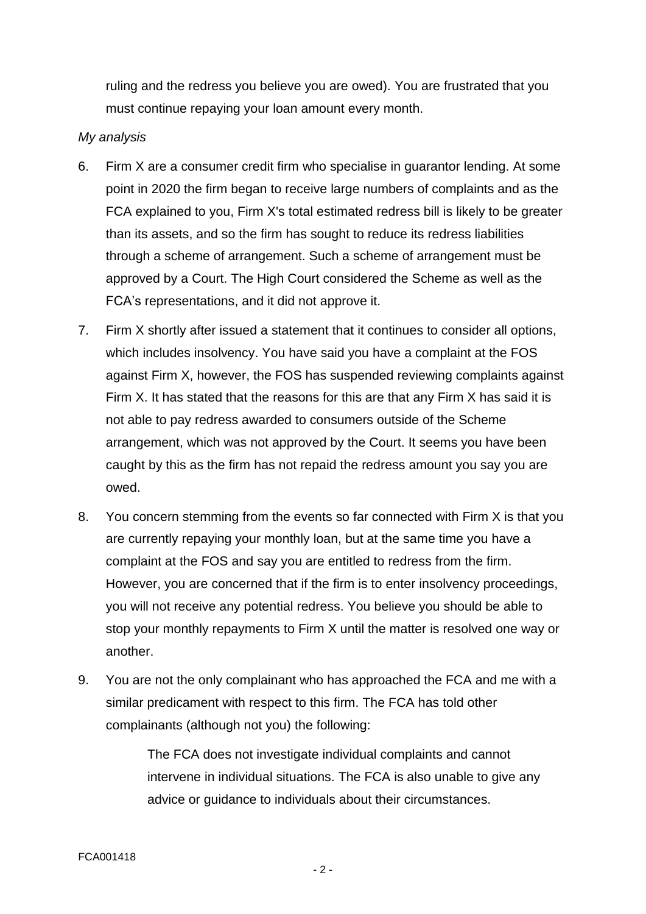ruling and the redress you believe you are owed). You are frustrated that you must continue repaying your loan amount every month.

*My analysis*

6. Firm X are a consumer credit firm who specialise in guarantor lending. At some point in 2020 the firm began to receive large numbers of complaints and as the FCA explained to you, Firm X's total estimated redress bill is likely to be greater than its assets, and so the firm has sought to reduce its redress liabilities through a scheme of arrangement. Such a scheme of arrangement must be approved by a Court. The High Court considered the Scheme as well as the FCA's representations, and it did not approve it.

7. Firm X shortly after issued a statement that it continues to consider all options, which includes insolvency. You have said you have a complaint at the FOS against Firm X, however, the FOS has suspended reviewing complaints against Firm X. It has stated that the reasons for this are that any Firm X has said it is not able to pay redress awarded to consumers outside of the Scheme arrangement, which was not approved by the Court. It seems you have been caught by this as the firm has not repaid the redress amount you say you are owed.

8. You concern stemming from the events so far connected with Firm X is that you are currently repaying your monthly loan, but at the same time you have a complaint at the FOS and say you are entitled to redress from the firm. However, you are concerned that if the firm is to enter insolvency proceedings, you will not receive any potential redress. You believe you should be able to stop your monthly repayments to Firm X until the matter is resolved one way or another.

9. You are not the only complainant who has approached the FCA and me with a similar predicament with respect to this firm. The FCA has told other complainants (although not you) the following:

> The FCA does not investigate individual complaints and cannot intervene in individual situations. The FCA is also unable to give any advice or guidance to individuals about their circumstances.

FCA001418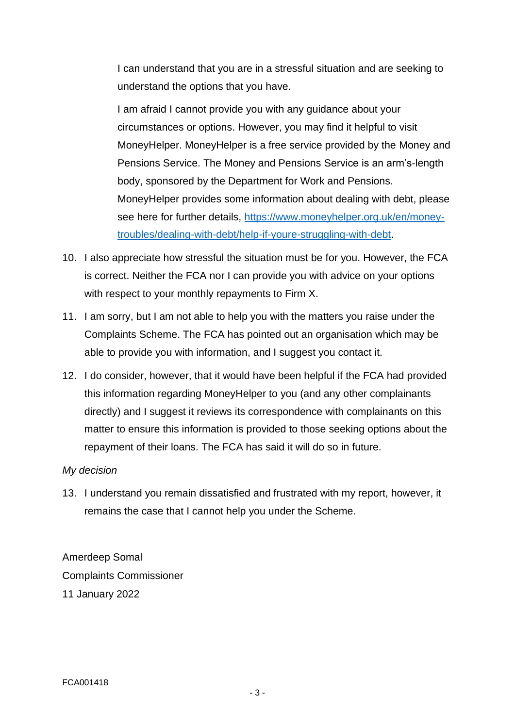I can understand that you are in a stressful situation and are seeking to understand the options that you have.

I am afraid I cannot provide you with any guidance about your circumstances or options. However, you may find it helpful to visit MoneyHelper. MoneyHelper is a free service provided by the Money and Pensions Service. The Money and Pensions Service is an arm's-length body, sponsored by the Department for Work and Pensions. MoneyHelper provides some information about dealing with debt, please see here for further details, https://www.moneyhelper.org.uk/en/money-troubles/dealing-with-debt/help-if-youre-struggling-with-debt.

10. I also appreciate how stressful the situation must be for you. However, the FCA is correct. Neither the FCA nor I can provide you with advice on your options with respect to your monthly repayments to Firm X.
11. I am sorry, but I am not able to help you with the matters you raise under the Complaints Scheme. The FCA has pointed out an organisation which may be able to provide you with information, and I suggest you contact it.
12. I do consider, however, that it would have been helpful if the FCA had provided this information regarding MoneyHelper to you (and any other complainants directly) and I suggest it reviews its correspondence with complainants on this matter to ensure this information is provided to those seeking options about the repayment of their loans. The FCA has said it will do so in future.

*My decision*

13. I understand you remain dissatisfied and frustrated with my report, however, it remains the case that I cannot help you under the Scheme.

Amerdeep Somal
Complaints Commissioner
11 January 2022

FCA001418